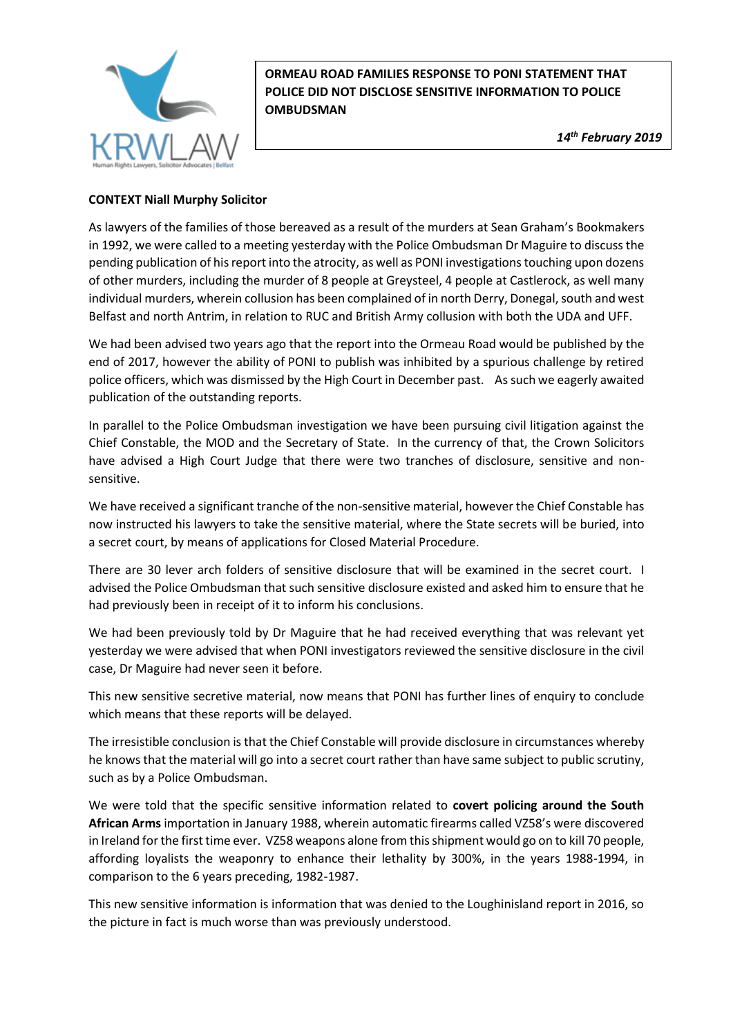**ORMEAU ROAD FAMILIES RESPONSE TO PONI STATEMENT THAT POLICE DID NOT DISCLOSE SENSITIVE INFORMATION TO POLICE OMBUDSMAN**

***14th February 2019***

**CONTEXT Niall Murphy Solicitor**

As lawyers of the families of those bereaved as a result of the murders at Sean Graham's Bookmakers in 1992, we were called to a meeting yesterday with the Police Ombudsman Dr Maguire to discuss the pending publication of his report into the atrocity, as well as PONI investigations touching upon dozens of other murders, including the murder of 8 people at Greysteel, 4 people at Castlerock, as well many individual murders, wherein collusion has been complained of in north Derry, Donegal, south and west Belfast and north Antrim, in relation to RUC and British Army collusion with both the UDA and UFF.

We had been advised two years ago that the report into the Ormeau Road would be published by the end of 2017, however the ability of PONI to publish was inhibited by a spurious challenge by retired police officers, which was dismissed by the High Court in December past. As such we eagerly awaited publication of the outstanding reports.

In parallel to the Police Ombudsman investigation we have been pursuing civil litigation against the Chief Constable, the MOD and the Secretary of State. In the currency of that, the Crown Solicitors have advised a High Court Judge that there were two tranches of disclosure, sensitive and non-sensitive.

We have received a significant tranche of the non-sensitive material, however the Chief Constable has now instructed his lawyers to take the sensitive material, where the State secrets will be buried, into a secret court, by means of applications for Closed Material Procedure.

There are 30 lever arch folders of sensitive disclosure that will be examined in the secret court. I advised the Police Ombudsman that such sensitive disclosure existed and asked him to ensure that he had previously been in receipt of it to inform his conclusions.

We had been previously told by Dr Maguire that he had received everything that was relevant yet yesterday we were advised that when PONI investigators reviewed the sensitive disclosure in the civil case, Dr Maguire had never seen it before.

This new sensitive secretive material, now means that PONI has further lines of enquiry to conclude which means that these reports will be delayed.

The irresistible conclusion is that the Chief Constable will provide disclosure in circumstances whereby he knows that the material will go into a secret court rather than have same subject to public scrutiny, such as by a Police Ombudsman.

We were told that the specific sensitive information related to **covert policing around the South African Arms** importation in January 1988, wherein automatic firearms called VZ58's were discovered in Ireland for the first time ever. VZ58 weapons alone from this shipment would go on to kill 70 people, affording loyalists the weaponry to enhance their lethality by 300%, in the years 1988-1994, in comparison to the 6 years preceding, 1982-1987.

This new sensitive information is information that was denied to the Loughinisland report in 2016, so the picture in fact is much worse than was previously understood.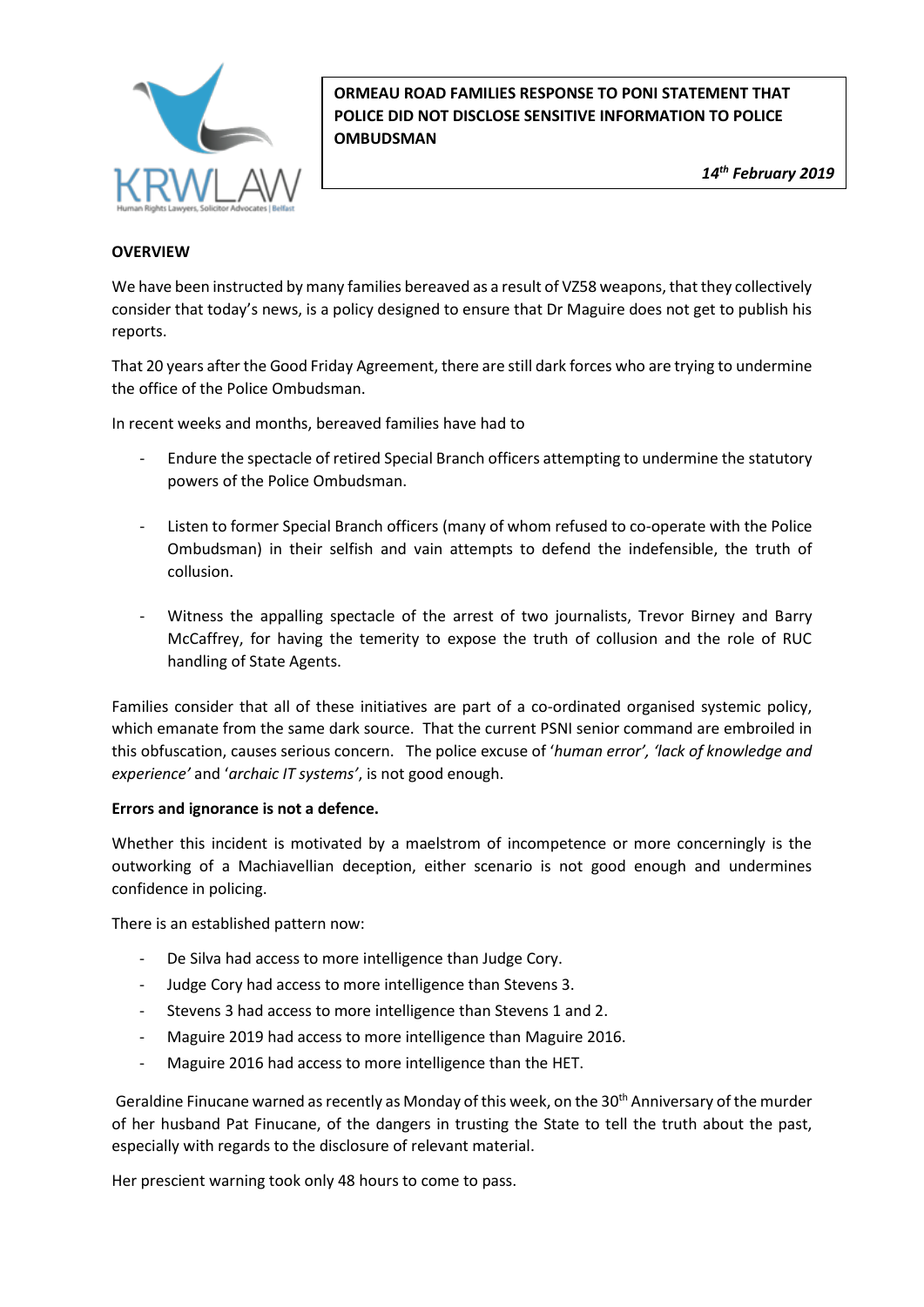**ORMEAU ROAD FAMILIES RESPONSE TO PONI STATEMENT THAT POLICE DID NOT DISCLOSE SENSITIVE INFORMATION TO POLICE OMBUDSMAN**

***14th February 2019***

**OVERVIEW**

We have been instructed by many families bereaved as a result of VZ58 weapons, that they collectively consider that today's news, is a policy designed to ensure that Dr Maguire does not get to publish his reports.

That 20 years after the Good Friday Agreement, there are still dark forces who are trying to undermine the office of the Police Ombudsman.

In recent weeks and months, bereaved families have had to

- Endure the spectacle of retired Special Branch officers attempting to undermine the statutory powers of the Police Ombudsman.
- Listen to former Special Branch officers (many of whom refused to co-operate with the Police Ombudsman) in their selfish and vain attempts to defend the indefensible, the truth of collusion.
- Witness the appalling spectacle of the arrest of two journalists, Trevor Birney and Barry McCaffrey, for having the temerity to expose the truth of collusion and the role of RUC handling of State Agents.

Families consider that all of these initiatives are part of a co-ordinated organised systemic policy, which emanate from the same dark source. That the current PSNI senior command are embroiled in this obfuscation, causes serious concern. The police excuse of '*human error*', '*lack of knowledge and experience*' and '*archaic IT systems*', is not good enough.

**Errors and ignorance is not a defence.**

Whether this incident is motivated by a maelstrom of incompetence or more concerningly is the outworking of a Machiavellian deception, either scenario is not good enough and undermines confidence in policing.

There is an established pattern now:

- De Silva had access to more intelligence than Judge Cory.
- Judge Cory had access to more intelligence than Stevens 3.
- Stevens 3 had access to more intelligence than Stevens 1 and 2.
- Maguire 2019 had access to more intelligence than Maguire 2016.
- Maguire 2016 had access to more intelligence than the HET.

Geraldine Finucane warned as recently as Monday of this week, on the 30th Anniversary of the murder of her husband Pat Finucane, of the dangers in trusting the State to tell the truth about the past, especially with regards to the disclosure of relevant material.

Her prescient warning took only 48 hours to come to pass.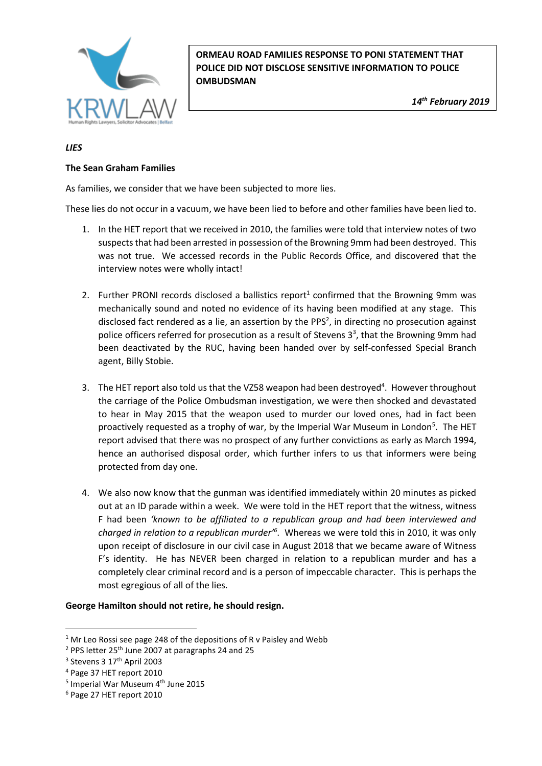**ORMEAU ROAD FAMILIES RESPONSE TO PONI STATEMENT THAT POLICE DID NOT DISCLOSE SENSITIVE INFORMATION TO POLICE OMBUDSMAN**

***14th February 2019***

***LIES***

**The Sean Graham Families**

As families, we consider that we have been subjected to more lies.

These lies do not occur in a vacuum, we have been lied to before and other families have been lied to.

1. In the HET report that we received in 2010, the families were told that interview notes of two suspects that had been arrested in possession of the Browning 9mm had been destroyed. This was not true. We accessed records in the Public Records Office, and discovered that the interview notes were wholly intact!

2. Further PRONI records disclosed a ballistics report[1] confirmed that the Browning 9mm was mechanically sound and noted no evidence of its having been modified at any stage. This disclosed fact rendered as a lie, an assertion by the PPS[2], in directing no prosecution against police officers referred for prosecution as a result of Stevens 3[3], that the Browning 9mm had been deactivated by the RUC, having been handed over by self-confessed Special Branch agent, Billy Stobie.

3. The HET report also told us that the VZ58 weapon had been destroyed[4]. However throughout the carriage of the Police Ombudsman investigation, we were then shocked and devastated to hear in May 2015 that the weapon used to murder our loved ones, had in fact been proactively requested as a trophy of war, by the Imperial War Museum in London[5]. The HET report advised that there was no prospect of any further convictions as early as March 1994, hence an authorised disposal order, which further infers to us that informers were being protected from day one.

4. We also now know that the gunman was identified immediately within 20 minutes as picked out at an ID parade within a week. We were told in the HET report that the witness, witness F had been *'known to be affiliated to a republican group and had been interviewed and charged in relation to a republican murder'*[6]. Whereas we were told this in 2010, it was only upon receipt of disclosure in our civil case in August 2018 that we became aware of Witness F's identity. He has NEVER been charged in relation to a republican murder and has a completely clear criminal record and is a person of impeccable character. This is perhaps the most egregious of all of the lies.

**George Hamilton should not retire, he should resign.**

[1] Mr Leo Rossi see page 248 of the depositions of R v Paisley and Webb
[2] PPS letter 25th June 2007 at paragraphs 24 and 25
[3] Stevens 3 17th April 2003
[4] Page 37 HET report 2010
[5] Imperial War Museum 4th June 2015
[6] Page 27 HET report 2010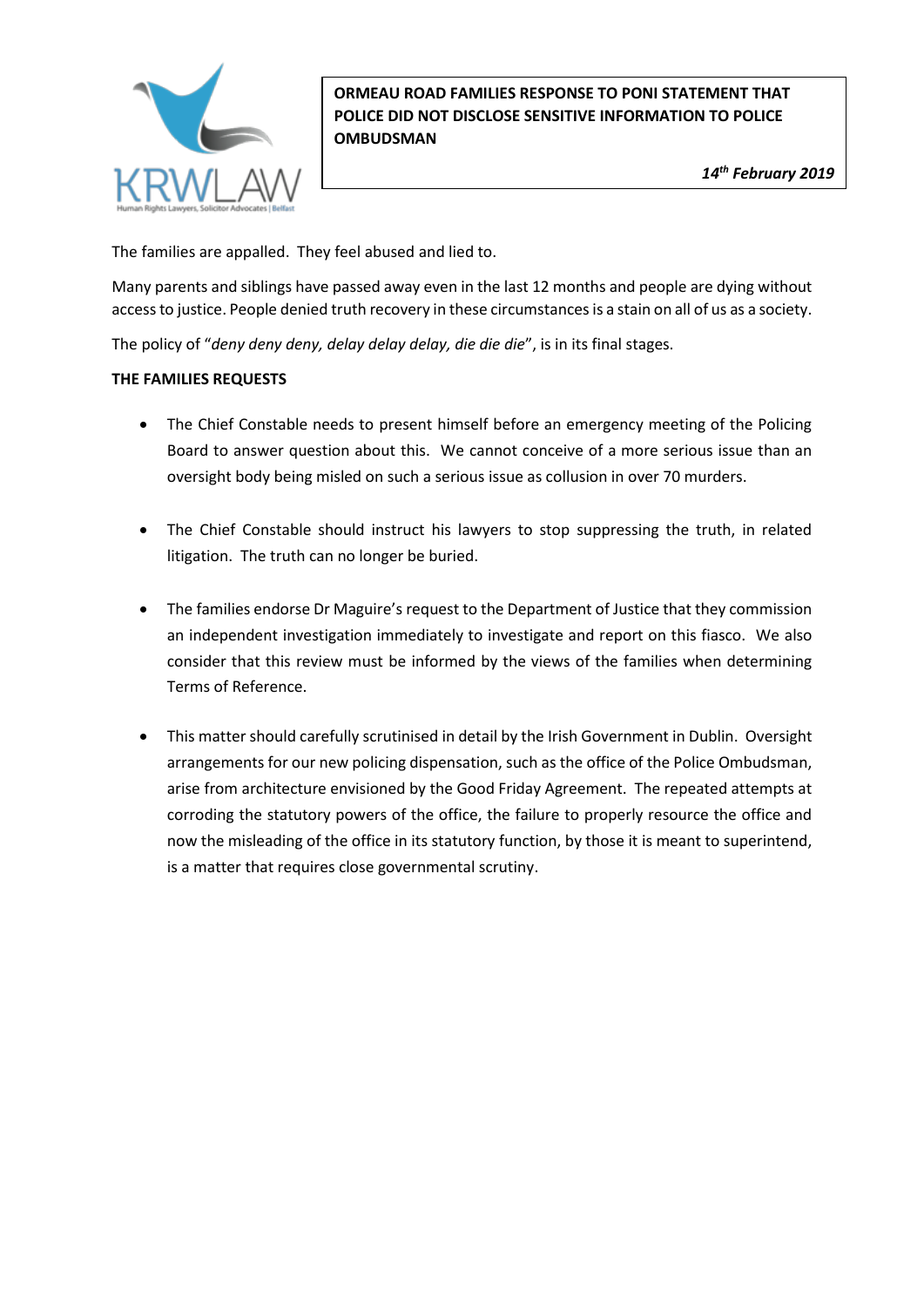**ORMEAU ROAD FAMILIES RESPONSE TO PONI STATEMENT THAT POLICE DID NOT DISCLOSE SENSITIVE INFORMATION TO POLICE OMBUDSMAN**

***14th February 2019***

The families are appalled. They feel abused and lied to.

Many parents and siblings have passed away even in the last 12 months and people are dying without access to justice. People denied truth recovery in these circumstances is a stain on all of us as a society.

The policy of "*deny deny deny, delay delay delay, die die die*", is in its final stages.

**THE FAMILIES REQUESTS**

- The Chief Constable needs to present himself before an emergency meeting of the Policing Board to answer question about this. We cannot conceive of a more serious issue than an oversight body being misled on such a serious issue as collusion in over 70 murders.

- The Chief Constable should instruct his lawyers to stop suppressing the truth, in related litigation. The truth can no longer be buried.

- The families endorse Dr Maguire's request to the Department of Justice that they commission an independent investigation immediately to investigate and report on this fiasco. We also consider that this review must be informed by the views of the families when determining Terms of Reference.

- This matter should carefully scrutinised in detail by the Irish Government in Dublin. Oversight arrangements for our new policing dispensation, such as the office of the Police Ombudsman, arise from architecture envisioned by the Good Friday Agreement. The repeated attempts at corroding the statutory powers of the office, the failure to properly resource the office and now the misleading of the office in its statutory function, by those it is meant to superintend, is a matter that requires close governmental scrutiny.